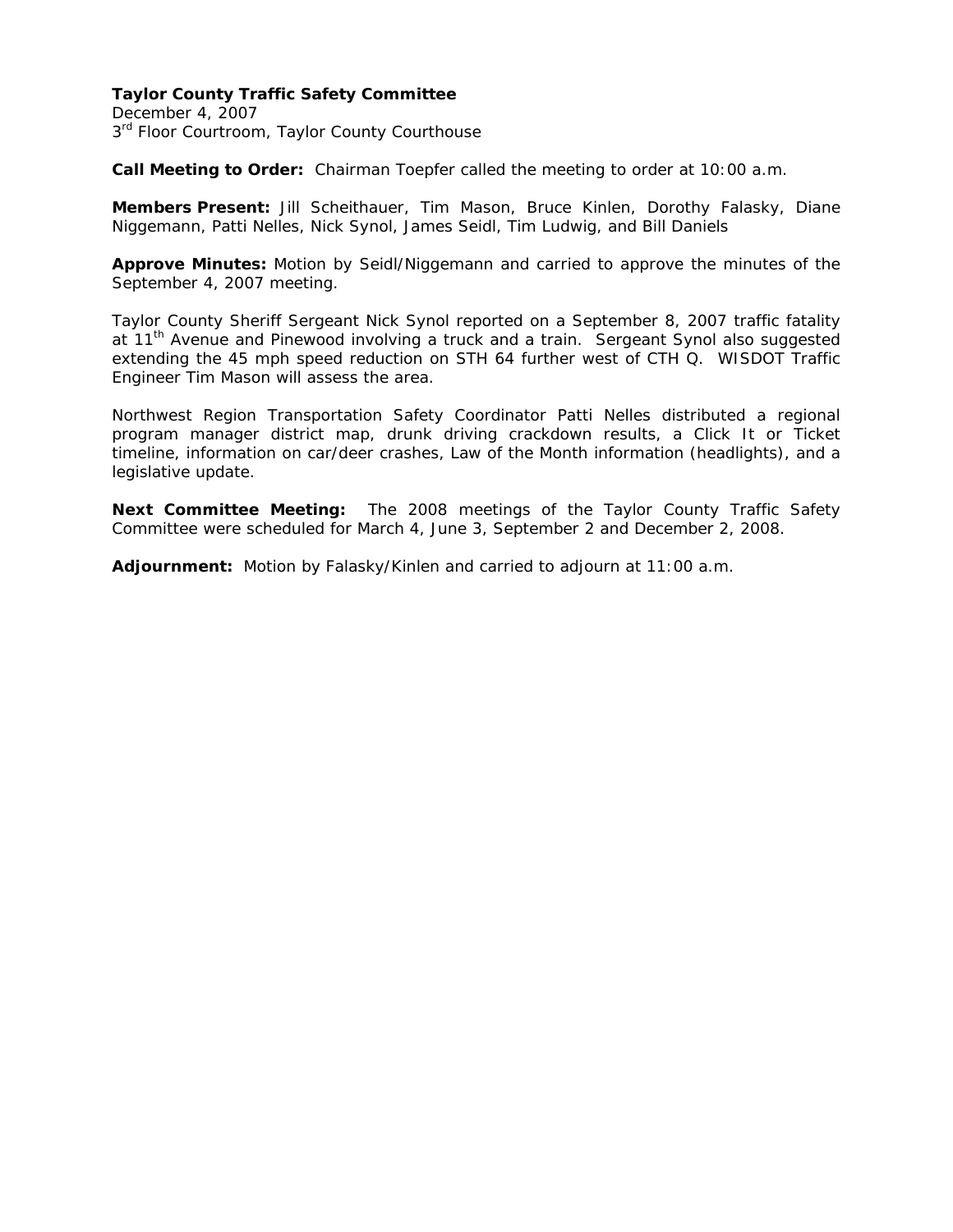**Taylor County Traffic Safety Committee**
December 4, 2007
3rd Floor Courtroom, Taylor County Courthouse

**Call Meeting to Order:** Chairman Toepfer called the meeting to order at 10:00 a.m.

**Members Present:** Jill Scheithauer, Tim Mason, Bruce Kinlen, Dorothy Falasky, Diane Niggemann, Patti Nelles, Nick Synol, James Seidl, Tim Ludwig, and Bill Daniels

**Approve Minutes:** Motion by Seidl/Niggemann and carried to approve the minutes of the September 4, 2007 meeting.

Taylor County Sheriff Sergeant Nick Synol reported on a September 8, 2007 traffic fatality at 11th Avenue and Pinewood involving a truck and a train. Sergeant Synol also suggested extending the 45 mph speed reduction on STH 64 further west of CTH Q. WISDOT Traffic Engineer Tim Mason will assess the area.

Northwest Region Transportation Safety Coordinator Patti Nelles distributed a regional program manager district map, drunk driving crackdown results, a Click It or Ticket timeline, information on car/deer crashes, Law of the Month information (headlights), and a legislative update.

**Next Committee Meeting:** The 2008 meetings of the Taylor County Traffic Safety Committee were scheduled for March 4, June 3, September 2 and December 2, 2008.

**Adjournment:** Motion by Falasky/Kinlen and carried to adjourn at 11:00 a.m.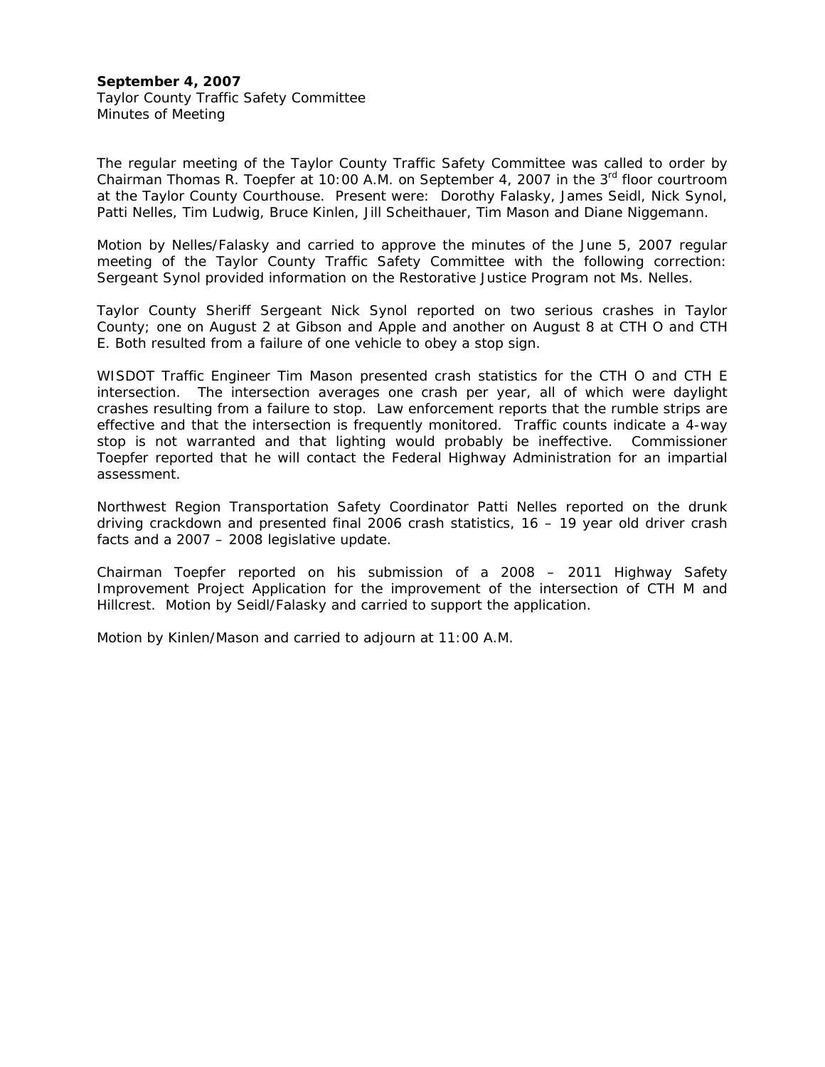**September 4, 2007**
Taylor County Traffic Safety Committee
Minutes of Meeting

The regular meeting of the Taylor County Traffic Safety Committee was called to order by Chairman Thomas R. Toepfer at 10:00 A.M. on September 4, 2007 in the 3rd floor courtroom at the Taylor County Courthouse. Present were: Dorothy Falasky, James Seidl, Nick Synol, Patti Nelles, Tim Ludwig, Bruce Kinlen, Jill Scheithauer, Tim Mason and Diane Niggemann.

Motion by Nelles/Falasky and carried to approve the minutes of the June 5, 2007 regular meeting of the Taylor County Traffic Safety Committee with the following correction: Sergeant Synol provided information on the Restorative Justice Program not Ms. Nelles.

Taylor County Sheriff Sergeant Nick Synol reported on two serious crashes in Taylor County; one on August 2 at Gibson and Apple and another on August 8 at CTH O and CTH E. Both resulted from a failure of one vehicle to obey a stop sign.

WISDOT Traffic Engineer Tim Mason presented crash statistics for the CTH O and CTH E intersection. The intersection averages one crash per year, all of which were daylight crashes resulting from a failure to stop. Law enforcement reports that the rumble strips are effective and that the intersection is frequently monitored. Traffic counts indicate a 4-way stop is not warranted and that lighting would probably be ineffective. Commissioner Toepfer reported that he will contact the Federal Highway Administration for an impartial assessment.

Northwest Region Transportation Safety Coordinator Patti Nelles reported on the drunk driving crackdown and presented final 2006 crash statistics, 16 – 19 year old driver crash facts and a 2007 – 2008 legislative update.

Chairman Toepfer reported on his submission of a 2008 – 2011 Highway Safety Improvement Project Application for the improvement of the intersection of CTH M and Hillcrest. Motion by Seidl/Falasky and carried to support the application.

Motion by Kinlen/Mason and carried to adjourn at 11:00 A.M.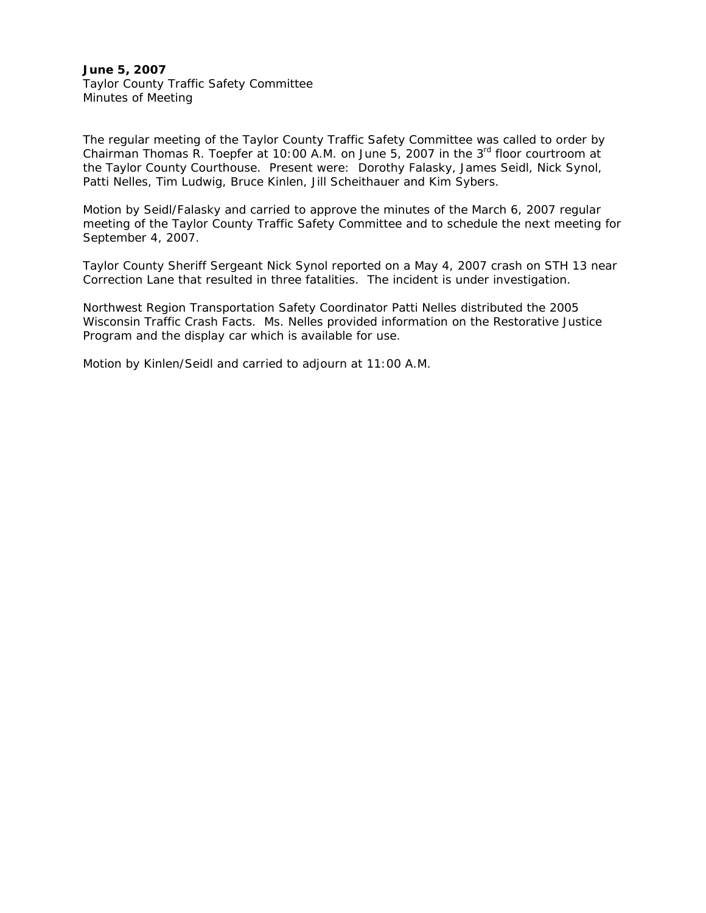**June 5, 2007**
Taylor County Traffic Safety Committee
Minutes of Meeting

The regular meeting of the Taylor County Traffic Safety Committee was called to order by Chairman Thomas R. Toepfer at 10:00 A.M. on June 5, 2007 in the 3rd floor courtroom at the Taylor County Courthouse. Present were: Dorothy Falasky, James Seidl, Nick Synol, Patti Nelles, Tim Ludwig, Bruce Kinlen, Jill Scheithauer and Kim Sybers.

Motion by Seidl/Falasky and carried to approve the minutes of the March 6, 2007 regular meeting of the Taylor County Traffic Safety Committee and to schedule the next meeting for September 4, 2007.

Taylor County Sheriff Sergeant Nick Synol reported on a May 4, 2007 crash on STH 13 near Correction Lane that resulted in three fatalities. The incident is under investigation.

Northwest Region Transportation Safety Coordinator Patti Nelles distributed the 2005 Wisconsin Traffic Crash Facts. Ms. Nelles provided information on the Restorative Justice Program and the display car which is available for use.

Motion by Kinlen/Seidl and carried to adjourn at 11:00 A.M.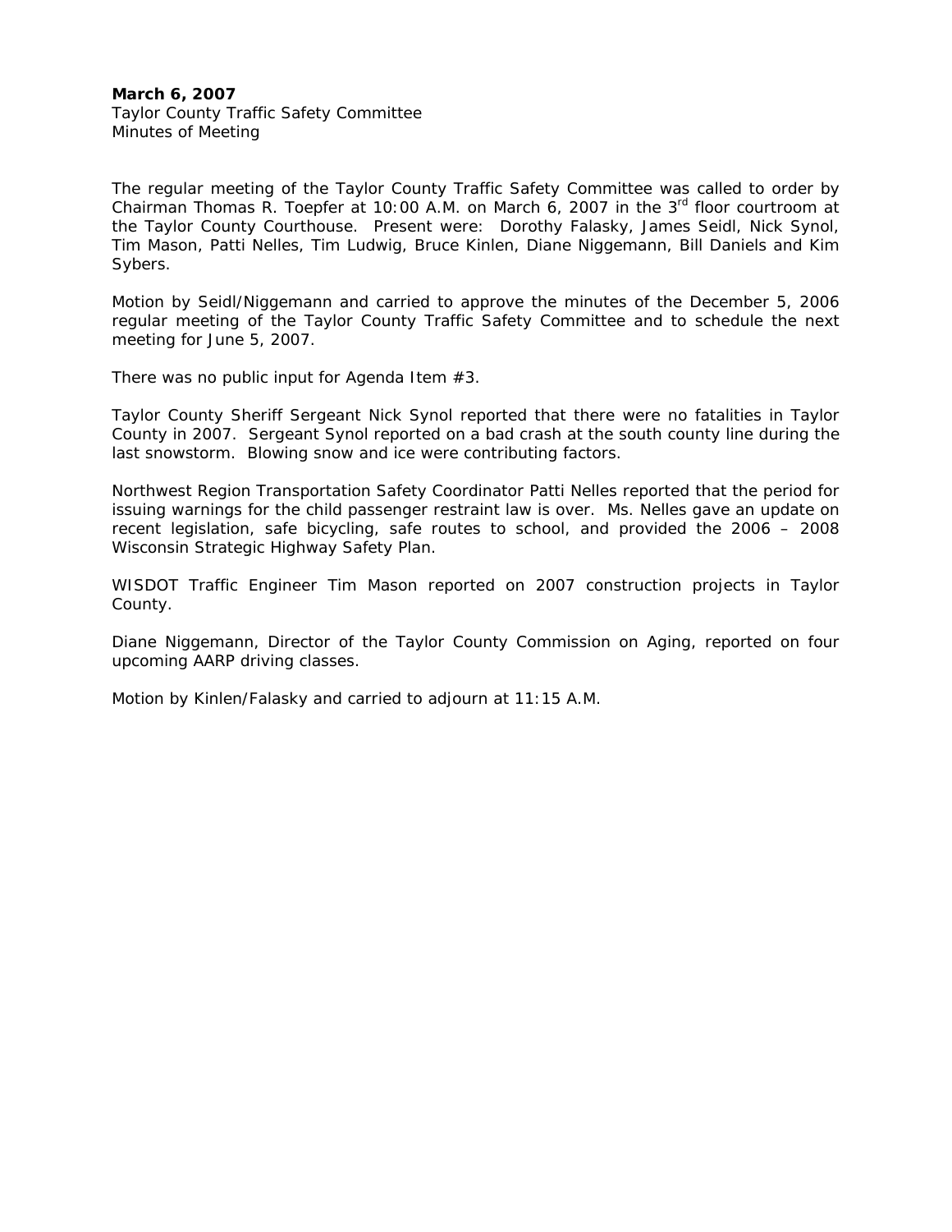**March 6, 2007**
Taylor County Traffic Safety Committee
Minutes of Meeting

The regular meeting of the Taylor County Traffic Safety Committee was called to order by Chairman Thomas R. Toepfer at 10:00 A.M. on March 6, 2007 in the 3rd floor courtroom at the Taylor County Courthouse. Present were: Dorothy Falasky, James Seidl, Nick Synol, Tim Mason, Patti Nelles, Tim Ludwig, Bruce Kinlen, Diane Niggemann, Bill Daniels and Kim Sybers.

Motion by Seidl/Niggemann and carried to approve the minutes of the December 5, 2006 regular meeting of the Taylor County Traffic Safety Committee and to schedule the next meeting for June 5, 2007.

There was no public input for Agenda Item #3.

Taylor County Sheriff Sergeant Nick Synol reported that there were no fatalities in Taylor County in 2007. Sergeant Synol reported on a bad crash at the south county line during the last snowstorm. Blowing snow and ice were contributing factors.

Northwest Region Transportation Safety Coordinator Patti Nelles reported that the period for issuing warnings for the child passenger restraint law is over. Ms. Nelles gave an update on recent legislation, safe bicycling, safe routes to school, and provided the 2006 – 2008 Wisconsin Strategic Highway Safety Plan.

WISDOT Traffic Engineer Tim Mason reported on 2007 construction projects in Taylor County.

Diane Niggemann, Director of the Taylor County Commission on Aging, reported on four upcoming AARP driving classes.

Motion by Kinlen/Falasky and carried to adjourn at 11:15 A.M.